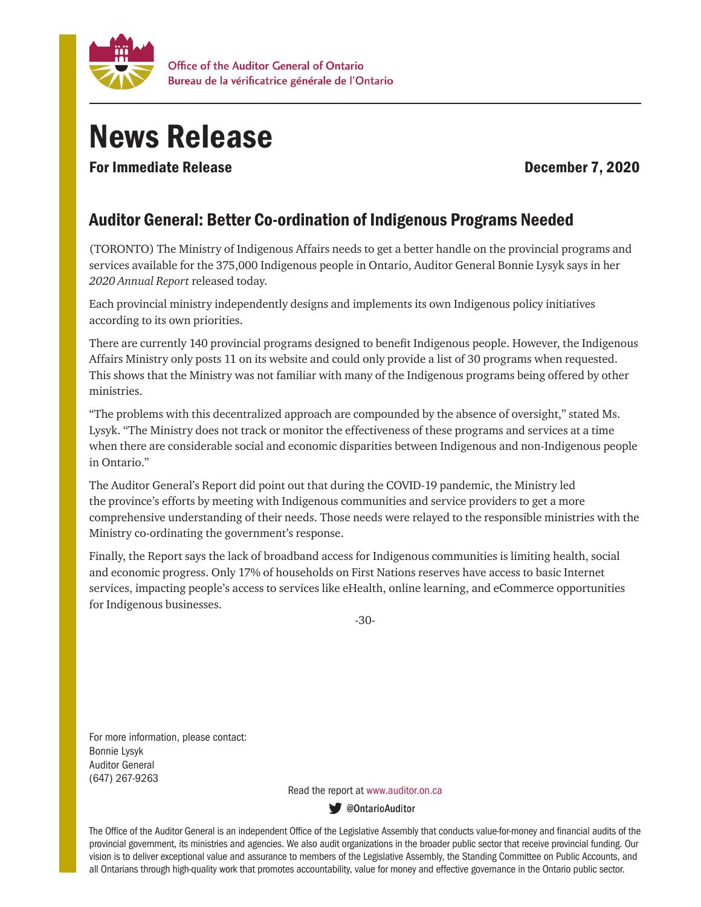Office of the Auditor General of Ontario
Bureau de la vérificatrice générale de l'Ontario

# News Release

**For Immediate Release** **December 7, 2020**

## Auditor General: Better Co-ordination of Indigenous Programs Needed

(TORONTO) The Ministry of Indigenous Affairs needs to get a better handle on the provincial programs and services available for the 375,000 Indigenous people in Ontario, Auditor General Bonnie Lysyk says in her *2020 Annual Report* released today.

Each provincial ministry independently designs and implements its own Indigenous policy initiatives according to its own priorities.

There are currently 140 provincial programs designed to benefit Indigenous people. However, the Indigenous Affairs Ministry only posts 11 on its website and could only provide a list of 30 programs when requested. This shows that the Ministry was not familiar with many of the Indigenous programs being offered by other ministries.

"The problems with this decentralized approach are compounded by the absence of oversight," stated Ms. Lysyk. "The Ministry does not track or monitor the effectiveness of these programs and services at a time when there are considerable social and economic disparities between Indigenous and non-Indigenous people in Ontario."

The Auditor General's Report did point out that during the COVID-19 pandemic, the Ministry led the province's efforts by meeting with Indigenous communities and service providers to get a more comprehensive understanding of their needs. Those needs were relayed to the responsible ministries with the Ministry co-ordinating the government's response.

Finally, the Report says the lack of broadband access for Indigenous communities is limiting health, social and economic progress. Only 17% of households on First Nations reserves have access to basic Internet services, impacting people's access to services like eHealth, online learning, and eCommerce opportunities for Indigenous businesses.

-30-

For more information, please contact:
Bonnie Lysyk
Auditor General
(647) 267-9263

Read the report at www.auditor.on.ca

@OntarioAuditor

The Office of the Auditor General is an independent Office of the Legislative Assembly that conducts value-for-money and financial audits of the provincial government, its ministries and agencies. We also audit organizations in the broader public sector that receive provincial funding. Our vision is to deliver exceptional value and assurance to members of the Legislative Assembly, the Standing Committee on Public Accounts, and all Ontarians through high-quality work that promotes accountability, value for money and effective governance in the Ontario public sector.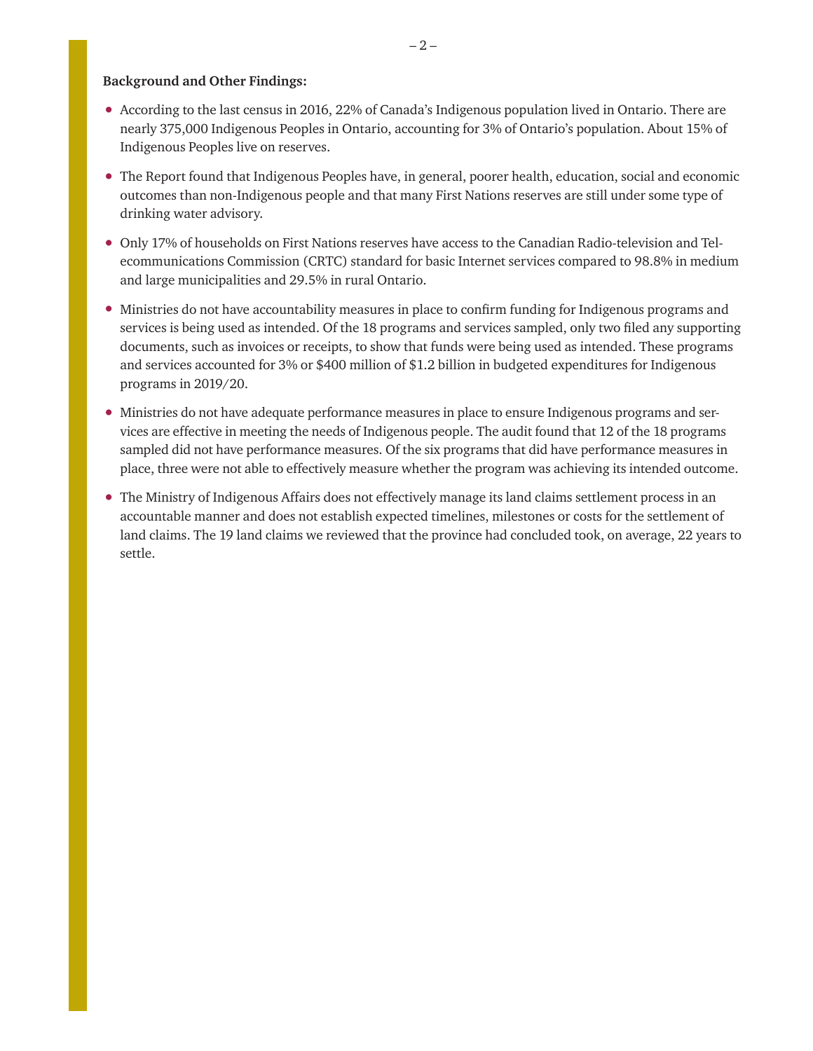**Background and Other Findings:**

- According to the last census in 2016, 22% of Canada's Indigenous population lived in Ontario. There are nearly 375,000 Indigenous Peoples in Ontario, accounting for 3% of Ontario's population. About 15% of Indigenous Peoples live on reserves.
- The Report found that Indigenous Peoples have, in general, poorer health, education, social and economic outcomes than non-Indigenous people and that many First Nations reserves are still under some type of drinking water advisory.
- Only 17% of households on First Nations reserves have access to the Canadian Radio-television and Telecommunications Commission (CRTC) standard for basic Internet services compared to 98.8% in medium and large municipalities and 29.5% in rural Ontario.
- Ministries do not have accountability measures in place to confirm funding for Indigenous programs and services is being used as intended. Of the 18 programs and services sampled, only two filed any supporting documents, such as invoices or receipts, to show that funds were being used as intended. These programs and services accounted for 3% or $400 million of $1.2 billion in budgeted expenditures for Indigenous programs in 2019/20.
- Ministries do not have adequate performance measures in place to ensure Indigenous programs and services are effective in meeting the needs of Indigenous people. The audit found that 12 of the 18 programs sampled did not have performance measures. Of the six programs that did have performance measures in place, three were not able to effectively measure whether the program was achieving its intended outcome.
- The Ministry of Indigenous Affairs does not effectively manage its land claims settlement process in an accountable manner and does not establish expected timelines, milestones or costs for the settlement of land claims. The 19 land claims we reviewed that the province had concluded took, on average, 22 years to settle.